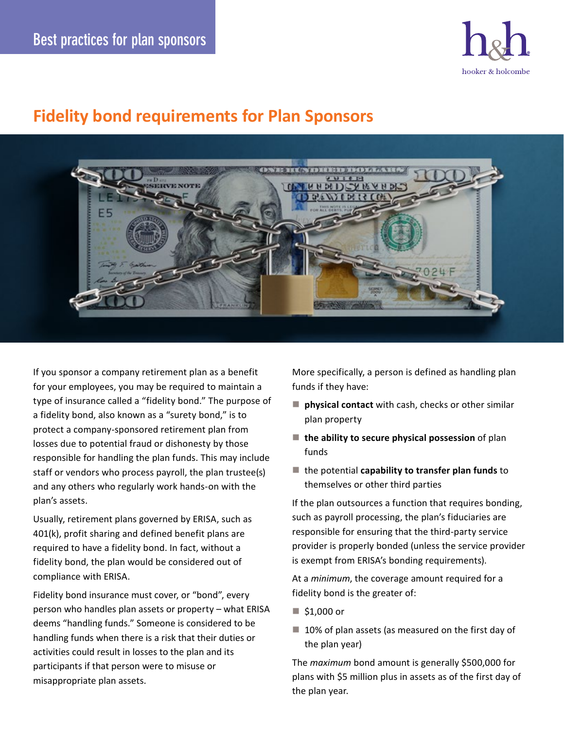Best practices for plan sponsors

# Fidelity bond requirements for Plan Sponsors

If you sponsor a company retirement plan as a benefit for your employees, you may be required to maintain a type of insurance called a "fidelity bond." The purpose of a fidelity bond, also known as a "surety bond," is to protect a company-sponsored retirement plan from losses due to potential fraud or dishonesty by those responsible for handling the plan funds. This may include staff or vendors who process payroll, the plan trustee(s) and any others who regularly work hands-on with the plan's assets.

Usually, retirement plans governed by ERISA, such as 401(k), profit sharing and defined benefit plans are required to have a fidelity bond. In fact, without a fidelity bond, the plan would be considered out of compliance with ERISA.

Fidelity bond insurance must cover, or "bond", every person who handles plan assets or property – what ERISA deems "handling funds." Someone is considered to be handling funds when there is a risk that their duties or activities could result in losses to the plan and its participants if that person were to misuse or misappropriate plan assets.

More specifically, a person is defined as handling plan funds if they have:

- **physical contact** with cash, checks or other similar plan property
- **the ability to secure physical possession** of plan funds
- the potential **capability to transfer plan funds** to themselves or other third parties

If the plan outsources a function that requires bonding, such as payroll processing, the plan's fiduciaries are responsible for ensuring that the third-party service provider is properly bonded (unless the service provider is exempt from ERISA's bonding requirements).

At a *minimum*, the coverage amount required for a fidelity bond is the greater of:

- $1,000 or
- 10% of plan assets (as measured on the first day of the plan year)

The *maximum* bond amount is generally $500,000 for plans with $5 million plus in assets as of the first day of the plan year.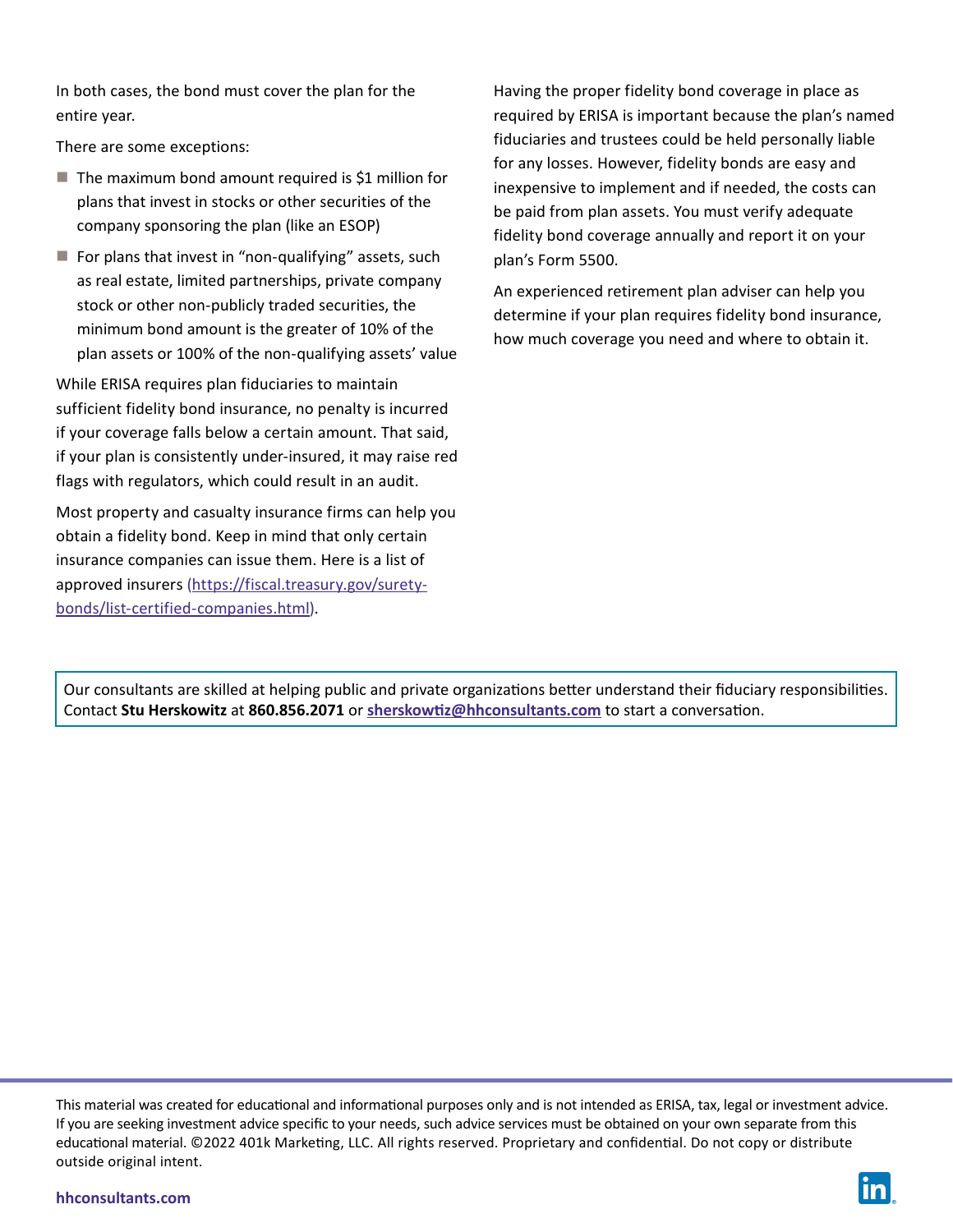In both cases, the bond must cover the plan for the entire year.

There are some exceptions:

- The maximum bond amount required is $1 million for plans that invest in stocks or other securities of the company sponsoring the plan (like an ESOP)
- For plans that invest in "non-qualifying" assets, such as real estate, limited partnerships, private company stock or other non-publicly traded securities, the minimum bond amount is the greater of 10% of the plan assets or 100% of the non-qualifying assets' value

While ERISA requires plan fiduciaries to maintain sufficient fidelity bond insurance, no penalty is incurred if your coverage falls below a certain amount. That said, if your plan is consistently under-insured, it may raise red flags with regulators, which could result in an audit.

Most property and casualty insurance firms can help you obtain a fidelity bond. Keep in mind that only certain insurance companies can issue them. Here is a list of approved insurers (https://fiscal.treasury.gov/surety-bonds/list-certified-companies.html).

Having the proper fidelity bond coverage in place as required by ERISA is important because the plan's named fiduciaries and trustees could be held personally liable for any losses. However, fidelity bonds are easy and inexpensive to implement and if needed, the costs can be paid from plan assets. You must verify adequate fidelity bond coverage annually and report it on your plan's Form 5500.

An experienced retirement plan adviser can help you determine if your plan requires fidelity bond insurance, how much coverage you need and where to obtain it.

Our consultants are skilled at helping public and private organizations better understand their fiduciary responsibilities. Contact **Stu Herskowitz** at **860.856.2071** or **sherskowtiz@hhconsultants.com** to start a conversation.

This material was created for educational and informational purposes only and is not intended as ERISA, tax, legal or investment advice. If you are seeking investment advice specific to your needs, such advice services must be obtained on your own separate from this educational material. ©2022 401k Marketing, LLC. All rights reserved. Proprietary and confidential. Do not copy or distribute outside original intent.

**hhconsultants.com**